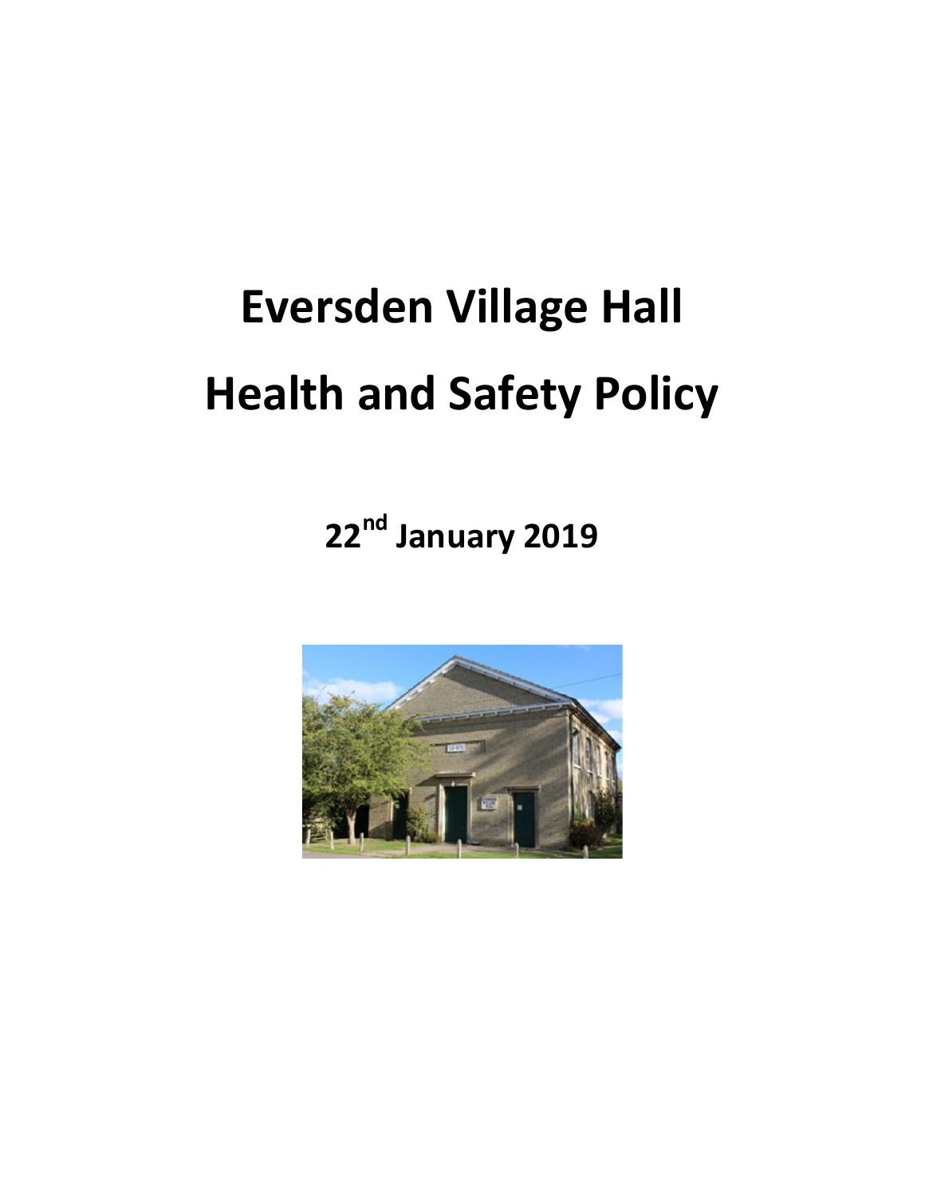# Eversden Village Hall

# Health and Safety Policy

**22nd January 2019**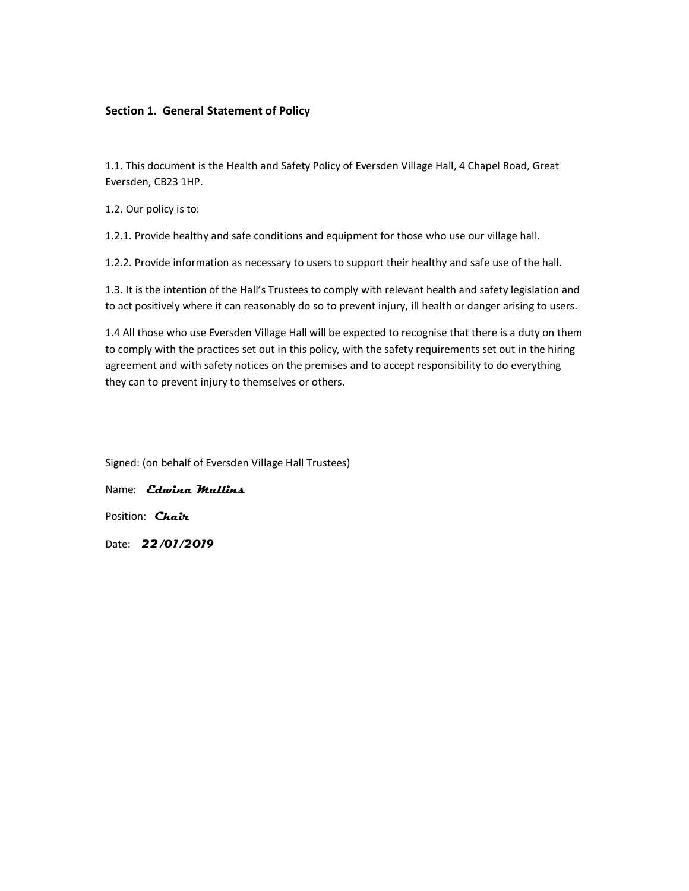## Section 1. General Statement of Policy

1.1. This document is the Health and Safety Policy of Eversden Village Hall, 4 Chapel Road, Great Eversden, CB23 1HP.

1.2. Our policy is to:

1.2.1. Provide healthy and safe conditions and equipment for those who use our village hall.

1.2.2. Provide information as necessary to users to support their healthy and safe use of the hall.

1.3. It is the intention of the Hall's Trustees to comply with relevant health and safety legislation and to act positively where it can reasonably do so to prevent injury, ill health or danger arising to users.

1.4 All those who use Eversden Village Hall will be expected to recognise that there is a duty on them to comply with the practices set out in this policy, with the safety requirements set out in the hiring agreement and with safety notices on the premises and to accept responsibility to do everything they can to prevent injury to themselves or others.

Signed: (on behalf of Eversden Village Hall Trustees)

Name: *Edwina Mullins*

Position: *Chair*

Date: *22/01/2019*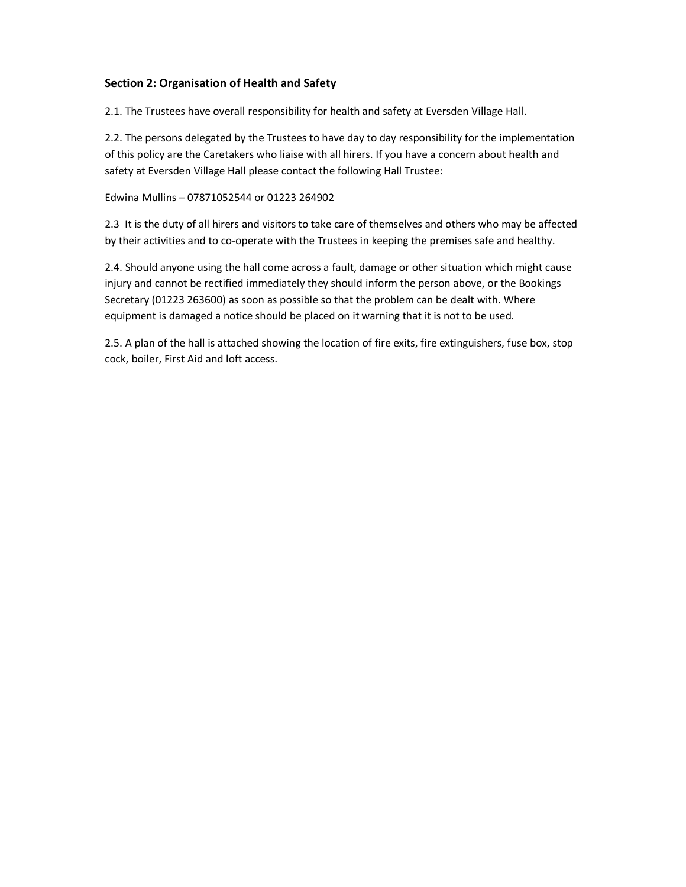## Section 2: Organisation of Health and Safety

2.1. The Trustees have overall responsibility for health and safety at Eversden Village Hall.

2.2. The persons delegated by the Trustees to have day to day responsibility for the implementation of this policy are the Caretakers who liaise with all hirers. If you have a concern about health and safety at Eversden Village Hall please contact the following Hall Trustee:

Edwina Mullins – 07871052544 or 01223 264902

2.3 It is the duty of all hirers and visitors to take care of themselves and others who may be affected by their activities and to co-operate with the Trustees in keeping the premises safe and healthy.

2.4. Should anyone using the hall come across a fault, damage or other situation which might cause injury and cannot be rectified immediately they should inform the person above, or the Bookings Secretary (01223 263600) as soon as possible so that the problem can be dealt with. Where equipment is damaged a notice should be placed on it warning that it is not to be used.

2.5. A plan of the hall is attached showing the location of fire exits, fire extinguishers, fuse box, stop cock, boiler, First Aid and loft access.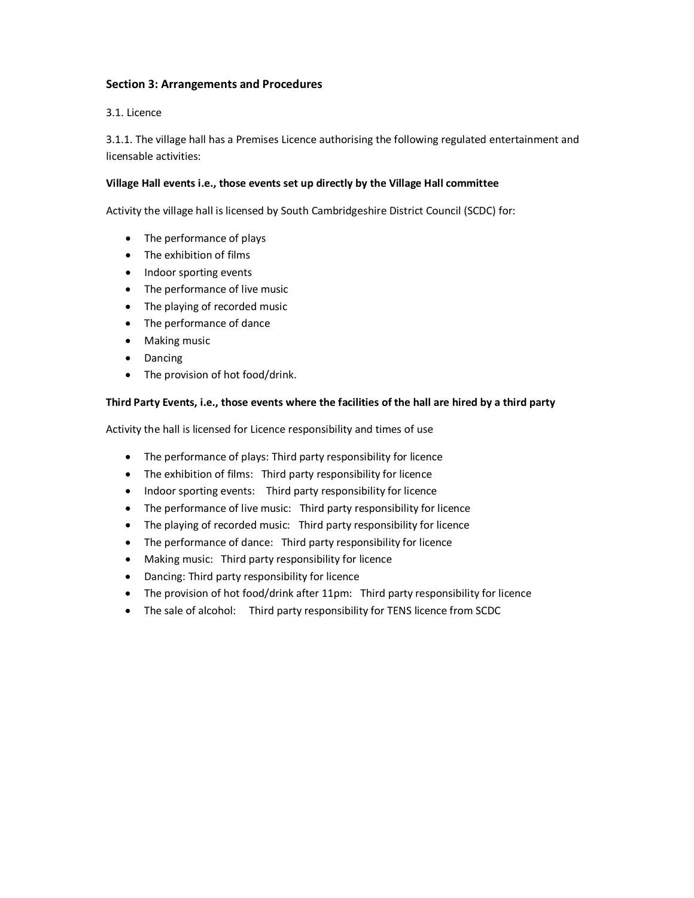## Section 3: Arrangements and Procedures

3.1. Licence

3.1.1. The village hall has a Premises Licence authorising the following regulated entertainment and licensable activities:

**Village Hall events i.e., those events set up directly by the Village Hall committee**

Activity the village hall is licensed by South Cambridgeshire District Council (SCDC) for:

- The performance of plays
- The exhibition of films
- Indoor sporting events
- The performance of live music
- The playing of recorded music
- The performance of dance
- Making music
- Dancing
- The provision of hot food/drink.

**Third Party Events, i.e., those events where the facilities of the hall are hired by a third party**

Activity the hall is licensed for Licence responsibility and times of use

- The performance of plays: Third party responsibility for licence
- The exhibition of films: Third party responsibility for licence
- Indoor sporting events: Third party responsibility for licence
- The performance of live music: Third party responsibility for licence
- The playing of recorded music: Third party responsibility for licence
- The performance of dance: Third party responsibility for licence
- Making music: Third party responsibility for licence
- Dancing: Third party responsibility for licence
- The provision of hot food/drink after 11pm: Third party responsibility for licence
- The sale of alcohol: Third party responsibility for TENS licence from SCDC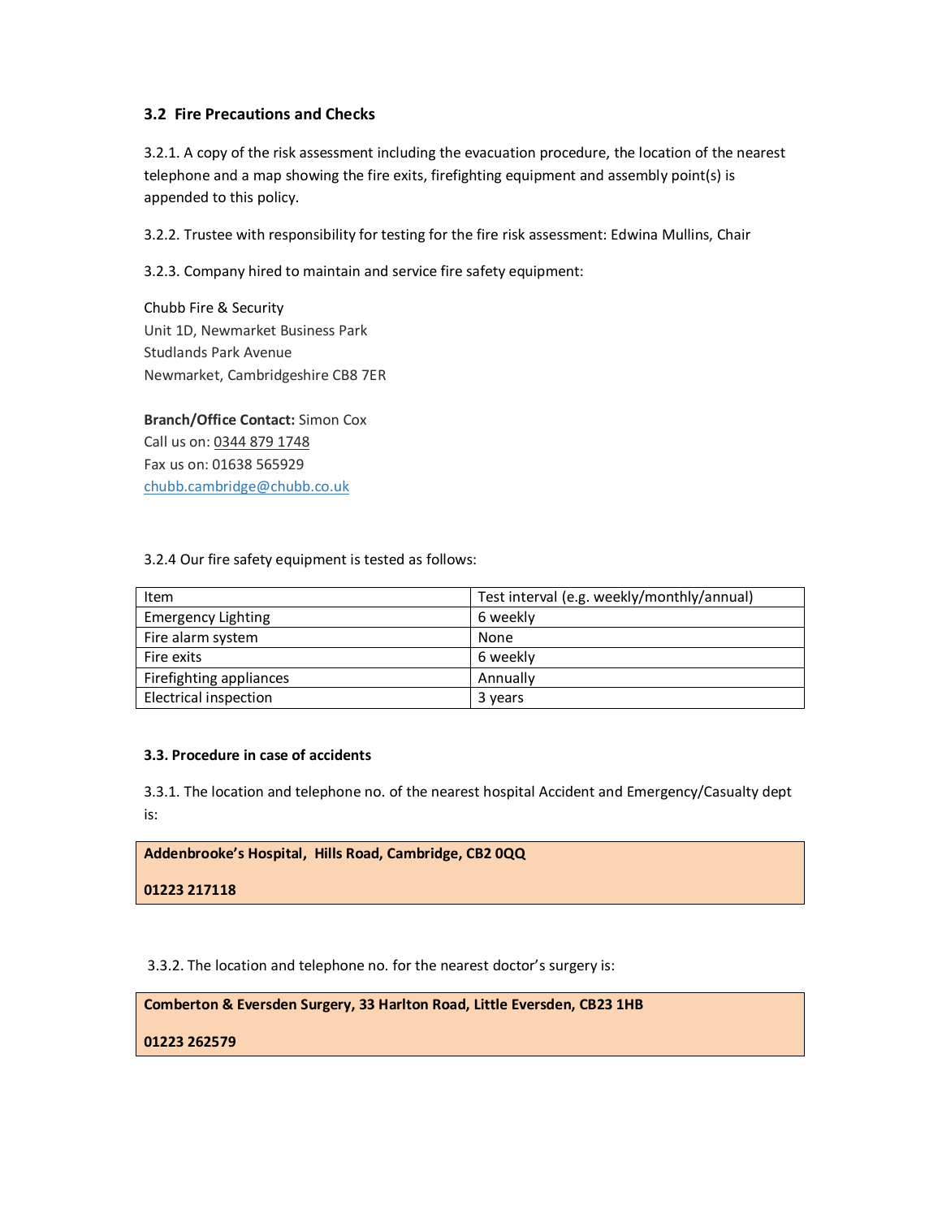### 3.2 Fire Precautions and Checks

3.2.1. A copy of the risk assessment including the evacuation procedure, the location of the nearest telephone and a map showing the fire exits, firefighting equipment and assembly point(s) is appended to this policy.

3.2.2. Trustee with responsibility for testing for the fire risk assessment: Edwina Mullins, Chair

3.2.3. Company hired to maintain and service fire safety equipment:

Chubb Fire & Security
Unit 1D, Newmarket Business Park
Studlands Park Avenue
Newmarket, Cambridgeshire CB8 7ER

**Branch/Office Contact:** Simon Cox
Call us on: 0344 879 1748
Fax us on: 01638 565929
chubb.cambridge@chubb.co.uk

3.2.4 Our fire safety equipment is tested as follows:

| Item | Test interval (e.g. weekly/monthly/annual) |
|---|---|
| Emergency Lighting | 6 weekly |
| Fire alarm system | None |
| Fire exits | 6 weekly |
| Firefighting appliances | Annually |
| Electrical inspection | 3 years |

#### 3.3. Procedure in case of accidents

3.3.1. The location and telephone no. of the nearest hospital Accident and Emergency/Casualty dept is:

**Addenbrooke's Hospital, Hills Road, Cambridge, CB2 0QQ**

**01223 217118**

3.3.2. The location and telephone no. for the nearest doctor's surgery is:

**Comberton & Eversden Surgery, 33 Harlton Road, Little Eversden, CB23 1HB**

**01223 262579**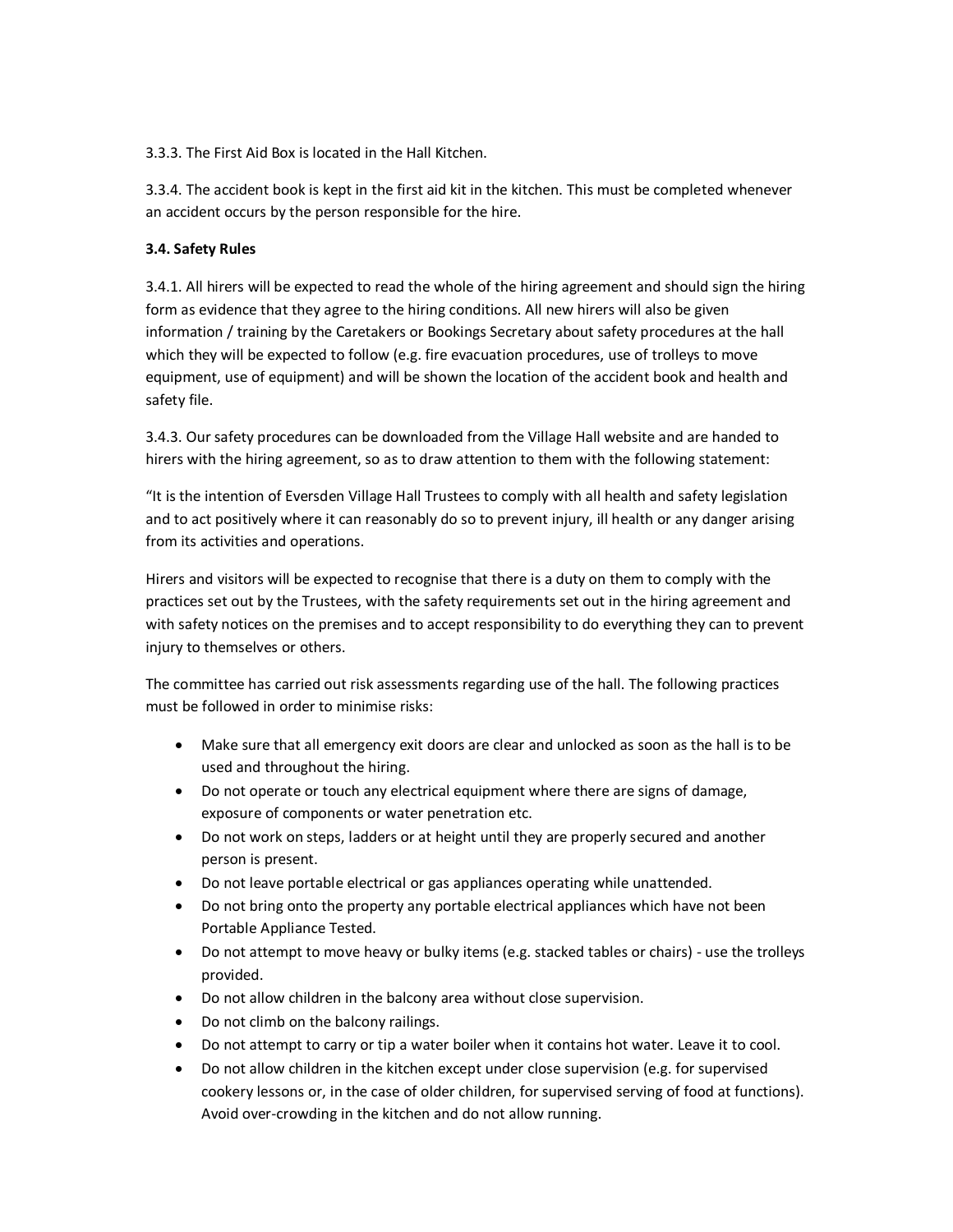3.3.3. The First Aid Box is located in the Hall Kitchen.

3.3.4. The accident book is kept in the first aid kit in the kitchen. This must be completed whenever an accident occurs by the person responsible for the hire.

**3.4. Safety Rules**

3.4.1. All hirers will be expected to read the whole of the hiring agreement and should sign the hiring form as evidence that they agree to the hiring conditions. All new hirers will also be given information / training by the Caretakers or Bookings Secretary about safety procedures at the hall which they will be expected to follow (e.g. fire evacuation procedures, use of trolleys to move equipment, use of equipment) and will be shown the location of the accident book and health and safety file.

3.4.3. Our safety procedures can be downloaded from the Village Hall website and are handed to hirers with the hiring agreement, so as to draw attention to them with the following statement:

"It is the intention of Eversden Village Hall Trustees to comply with all health and safety legislation and to act positively where it can reasonably do so to prevent injury, ill health or any danger arising from its activities and operations.

Hirers and visitors will be expected to recognise that there is a duty on them to comply with the practices set out by the Trustees, with the safety requirements set out in the hiring agreement and with safety notices on the premises and to accept responsibility to do everything they can to prevent injury to themselves or others.

The committee has carried out risk assessments regarding use of the hall. The following practices must be followed in order to minimise risks:

- Make sure that all emergency exit doors are clear and unlocked as soon as the hall is to be used and throughout the hiring.
- Do not operate or touch any electrical equipment where there are signs of damage, exposure of components or water penetration etc.
- Do not work on steps, ladders or at height until they are properly secured and another person is present.
- Do not leave portable electrical or gas appliances operating while unattended.
- Do not bring onto the property any portable electrical appliances which have not been Portable Appliance Tested.
- Do not attempt to move heavy or bulky items (e.g. stacked tables or chairs) - use the trolleys provided.
- Do not allow children in the balcony area without close supervision.
- Do not climb on the balcony railings.
- Do not attempt to carry or tip a water boiler when it contains hot water. Leave it to cool.
- Do not allow children in the kitchen except under close supervision (e.g. for supervised cookery lessons or, in the case of older children, for supervised serving of food at functions). Avoid over-crowding in the kitchen and do not allow running.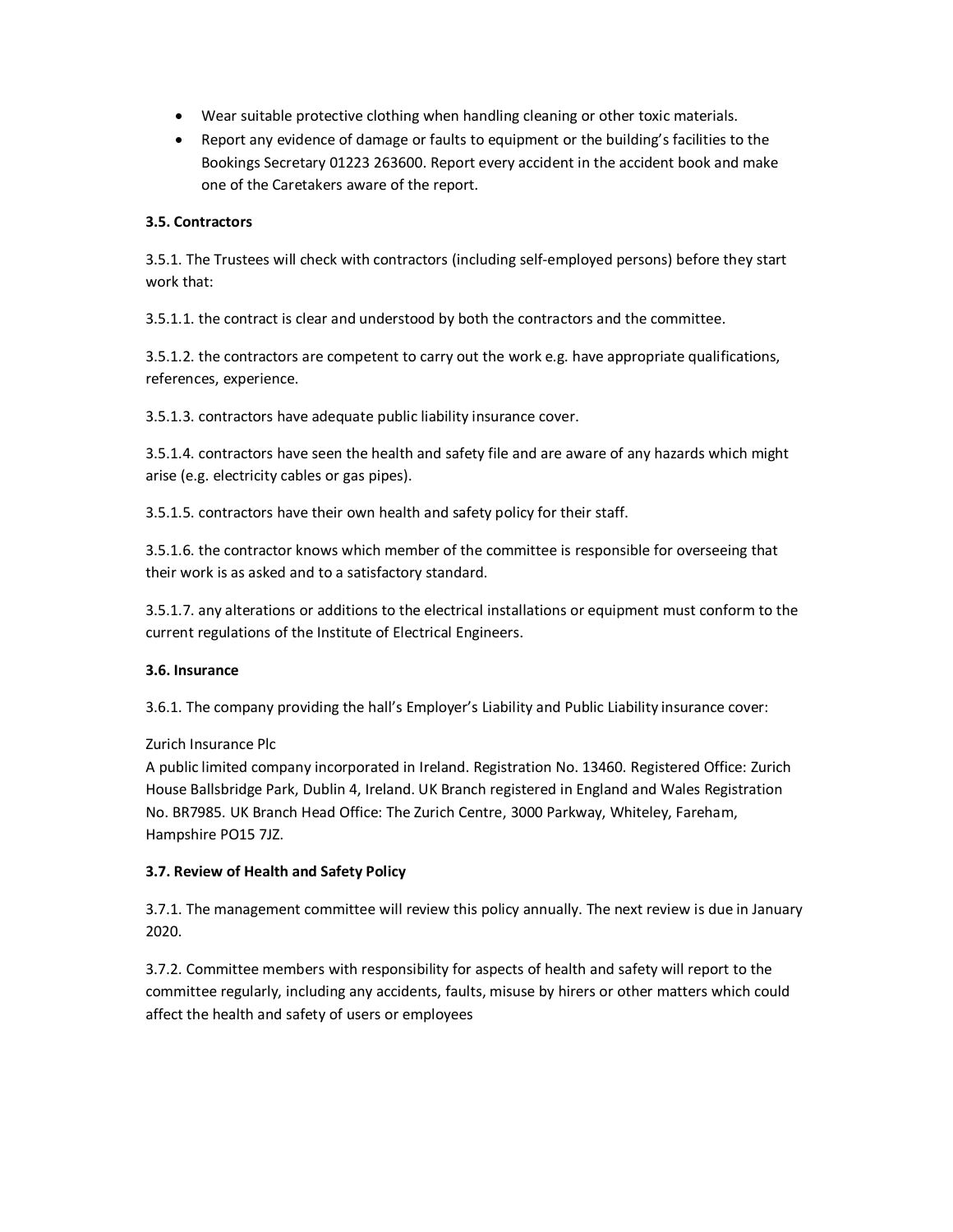- Wear suitable protective clothing when handling cleaning or other toxic materials.
- Report any evidence of damage or faults to equipment or the building's facilities to the Bookings Secretary 01223 263600. Report every accident in the accident book and make one of the Caretakers aware of the report.

**3.5. Contractors**

3.5.1. The Trustees will check with contractors (including self-employed persons) before they start work that:

3.5.1.1. the contract is clear and understood by both the contractors and the committee.

3.5.1.2. the contractors are competent to carry out the work e.g. have appropriate qualifications, references, experience.

3.5.1.3. contractors have adequate public liability insurance cover.

3.5.1.4. contractors have seen the health and safety file and are aware of any hazards which might arise (e.g. electricity cables or gas pipes).

3.5.1.5. contractors have their own health and safety policy for their staff.

3.5.1.6. the contractor knows which member of the committee is responsible for overseeing that their work is as asked and to a satisfactory standard.

3.5.1.7. any alterations or additions to the electrical installations or equipment must conform to the current regulations of the Institute of Electrical Engineers.

**3.6. Insurance**

3.6.1. The company providing the hall's Employer's Liability and Public Liability insurance cover:

Zurich Insurance Plc
A public limited company incorporated in Ireland. Registration No. 13460. Registered Office: Zurich House Ballsbridge Park, Dublin 4, Ireland. UK Branch registered in England and Wales Registration No. BR7985. UK Branch Head Office: The Zurich Centre, 3000 Parkway, Whiteley, Fareham, Hampshire PO15 7JZ.

**3.7. Review of Health and Safety Policy**

3.7.1. The management committee will review this policy annually. The next review is due in January 2020.

3.7.2. Committee members with responsibility for aspects of health and safety will report to the committee regularly, including any accidents, faults, misuse by hirers or other matters which could affect the health and safety of users or employees